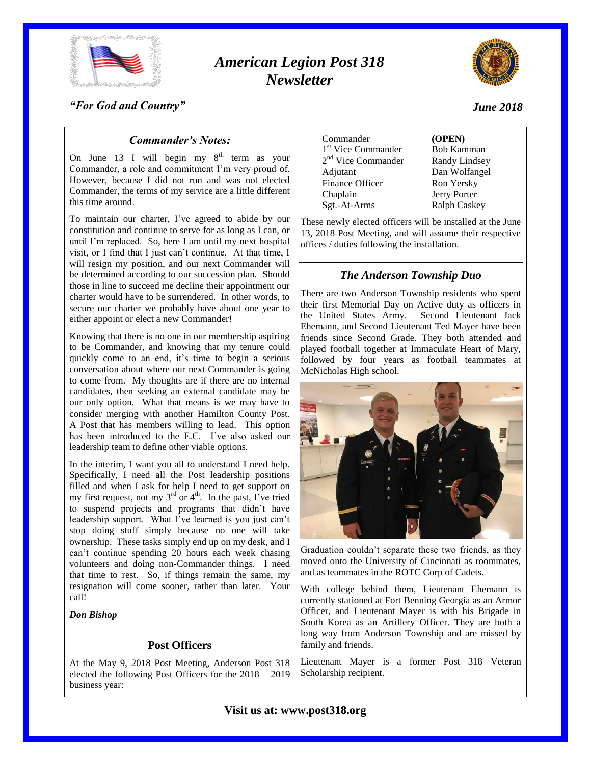# *American Legion Post 318 Newsletter*

*"For God and Country"*

***June 2018***

## *Commander's Notes:*

On June 13 I will begin my 8th term as your Commander, a role and commitment I'm very proud of. However, because I did not run and was not elected Commander, the terms of my service are a little different this time around.

To maintain our charter, I've agreed to abide by our constitution and continue to serve for as long as I can, or until I'm replaced. So, here I am until my next hospital visit, or I find that I just can't continue. At that time, I will resign my position, and our next Commander will be determined according to our succession plan. Should those in line to succeed me decline their appointment our charter would have to be surrendered. In other words, to secure our charter we probably have about one year to either appoint or elect a new Commander!

Knowing that there is no one in our membership aspiring to be Commander, and knowing that my tenure could quickly come to an end, it's time to begin a serious conversation about where our next Commander is going to come from. My thoughts are if there are no internal candidates, then seeking an external candidate may be our only option. What that means is we may have to consider merging with another Hamilton County Post. A Post that has members willing to lead. This option has been introduced to the E.C. I've also asked our leadership team to define other viable options.

In the interim, I want you all to understand I need help. Specifically, I need all the Post leadership positions filled and when I ask for help I need to get support on my first request, not my 3rd or 4th. In the past, I've tried to suspend projects and programs that didn't have leadership support. What I've learned is you just can't stop doing stuff simply because no one will take ownership. These tasks simply end up on my desk, and I can't continue spending 20 hours each week chasing volunteers and doing non-Commander things. I need that time to rest. So, if things remain the same, my resignation will come sooner, rather than later. Your call!

***Don Bishop***

## Post Officers

At the May 9, 2018 Post Meeting, Anderson Post 318 elected the following Post Officers for the 2018 – 2019 business year:

| | |
|---|---|
| Commander | **(OPEN)** |
| 1st Vice Commander | Bob Kamman |
| 2nd Vice Commander | Randy Lindsey |
| Adjutant | Dan Wolfangel |
| Finance Officer | Ron Yersky |
| Chaplain | Jerry Porter |
| Sgt.-At-Arms | Ralph Caskey |

These newly elected officers will be installed at the June 13, 2018 Post Meeting, and will assume their respective offices / duties following the installation.

## *The Anderson Township Duo*

There are two Anderson Township residents who spent their first Memorial Day on Active duty as officers in the United States Army. Second Lieutenant Jack Ehemann, and Second Lieutenant Ted Mayer have been friends since Second Grade. They both attended and played football together at Immaculate Heart of Mary, followed by four years as football teammates at McNicholas High school.

Graduation couldn't separate these two friends, as they moved onto the University of Cincinnati as roommates, and as teammates in the ROTC Corp of Cadets.

With college behind them, Lieutenant Ehemann is currently stationed at Fort Benning Georgia as an Armor Officer, and Lieutenant Mayer is with his Brigade in South Korea as an Artillery Officer. They are both a long way from Anderson Township and are missed by family and friends.

Lieutenant Mayer is a former Post 318 Veteran Scholarship recipient.

**Visit us at: www.post318.org**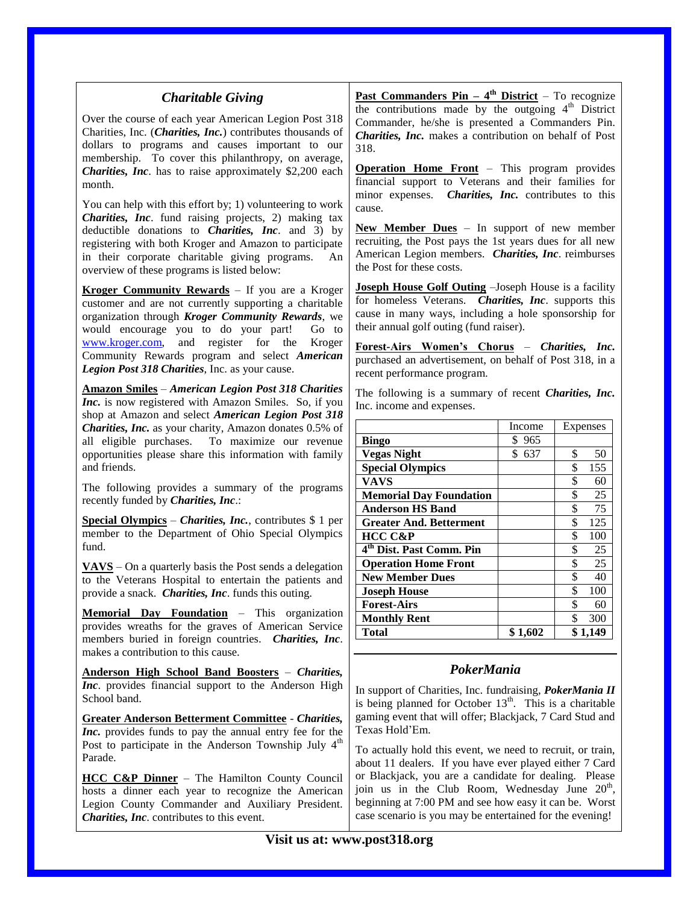## *Charitable Giving*

Over the course of each year American Legion Post 318 Charities, Inc. (***Charities, Inc.***) contributes thousands of dollars to programs and causes important to our membership. To cover this philanthropy, on average, ***Charities, Inc***. has to raise approximately $2,200 each month.

You can help with this effort by; 1) volunteering to work ***Charities, Inc***. fund raising projects, 2) making tax deductible donations to ***Charities, Inc***. and 3) by registering with both Kroger and Amazon to participate in their corporate charitable giving programs. An overview of these programs is listed below:

**Kroger Community Rewards** – If you are a Kroger customer and are not currently supporting a charitable organization through ***Kroger Community Rewards***, we would encourage you to do your part! Go to www.kroger.com, and register for the Kroger Community Rewards program and select ***American Legion Post 318 Charities***, Inc. as your cause.

**Amazon Smiles** – ***American Legion Post 318 Charities Inc.*** is now registered with Amazon Smiles. So, if you shop at Amazon and select ***American Legion Post 318 Charities, Inc.*** as your charity, Amazon donates 0.5% of all eligible purchases. To maximize our revenue opportunities please share this information with family and friends.

The following provides a summary of the programs recently funded by ***Charities, Inc***.:

**Special Olympics** – ***Charities, Inc.***, contributes $ 1 per member to the Department of Ohio Special Olympics fund.

**VAVS** – On a quarterly basis the Post sends a delegation to the Veterans Hospital to entertain the patients and provide a snack. ***Charities, Inc***. funds this outing.

**Memorial Day Foundation** – This organization provides wreaths for the graves of American Service members buried in foreign countries. ***Charities, Inc***. makes a contribution to this cause.

**Anderson High School Band Boosters** – ***Charities, Inc***. provides financial support to the Anderson High School band.

**Greater Anderson Betterment Committee** - ***Charities, Inc.*** provides funds to pay the annual entry fee for the Post to participate in the Anderson Township July 4th Parade.

**HCC C&P Dinner** – The Hamilton County Council hosts a dinner each year to recognize the American Legion County Commander and Auxiliary President. ***Charities, Inc***. contributes to this event.

**Past Commanders Pin – 4th District** – To recognize the contributions made by the outgoing 4th District Commander, he/she is presented a Commanders Pin. ***Charities, Inc.*** makes a contribution on behalf of Post 318.

**Operation Home Front** – This program provides financial support to Veterans and their families for minor expenses. ***Charities, Inc.*** contributes to this cause.

**New Member Dues** – In support of new member recruiting, the Post pays the 1st years dues for all new American Legion members. ***Charities, Inc***. reimburses the Post for these costs.

**Joseph House Golf Outing** –Joseph House is a facility for homeless Veterans. ***Charities, Inc***. supports this cause in many ways, including a hole sponsorship for their annual golf outing (fund raiser).

**Forest-Airs Women's Chorus** – ***Charities, Inc.*** purchased an advertisement, on behalf of Post 318, in a recent performance program.

The following is a summary of recent ***Charities, Inc.*** Inc. income and expenses.

| | Income | Expenses |
|---|---|---|
| **Bingo** | $ 965 | |
| **Vegas Night** | $ 637 | $ 50 |
| **Special Olympics** | | $ 155 |
| **VAVS** | | $ 60 |
| **Memorial Day Foundation** | | $ 25 |
| **Anderson HS Band** | | $ 75 |
| **Greater And. Betterment** | | $ 125 |
| **HCC C&P** | | $ 100 |
| **4th Dist. Past Comm. Pin** | | $ 25 |
| **Operation Home Front** | | $ 25 |
| **New Member Dues** | | $ 40 |
| **Joseph House** | | $ 100 |
| **Forest-Airs** | | $ 60 |
| **Monthly Rent** | | $ 300 |
| **Total** | **$ 1,602** | **$ 1,149** |

## *PokerMania*

In support of Charities, Inc. fundraising, ***PokerMania II*** is being planned for October 13th. This is a charitable gaming event that will offer; Blackjack, 7 Card Stud and Texas Hold'Em.

To actually hold this event, we need to recruit, or train, about 11 dealers. If you have ever played either 7 Card or Blackjack, you are a candidate for dealing. Please join us in the Club Room, Wednesday June 20th, beginning at 7:00 PM and see how easy it can be. Worst case scenario is you may be entertained for the evening!

**Visit us at: www.post318.org**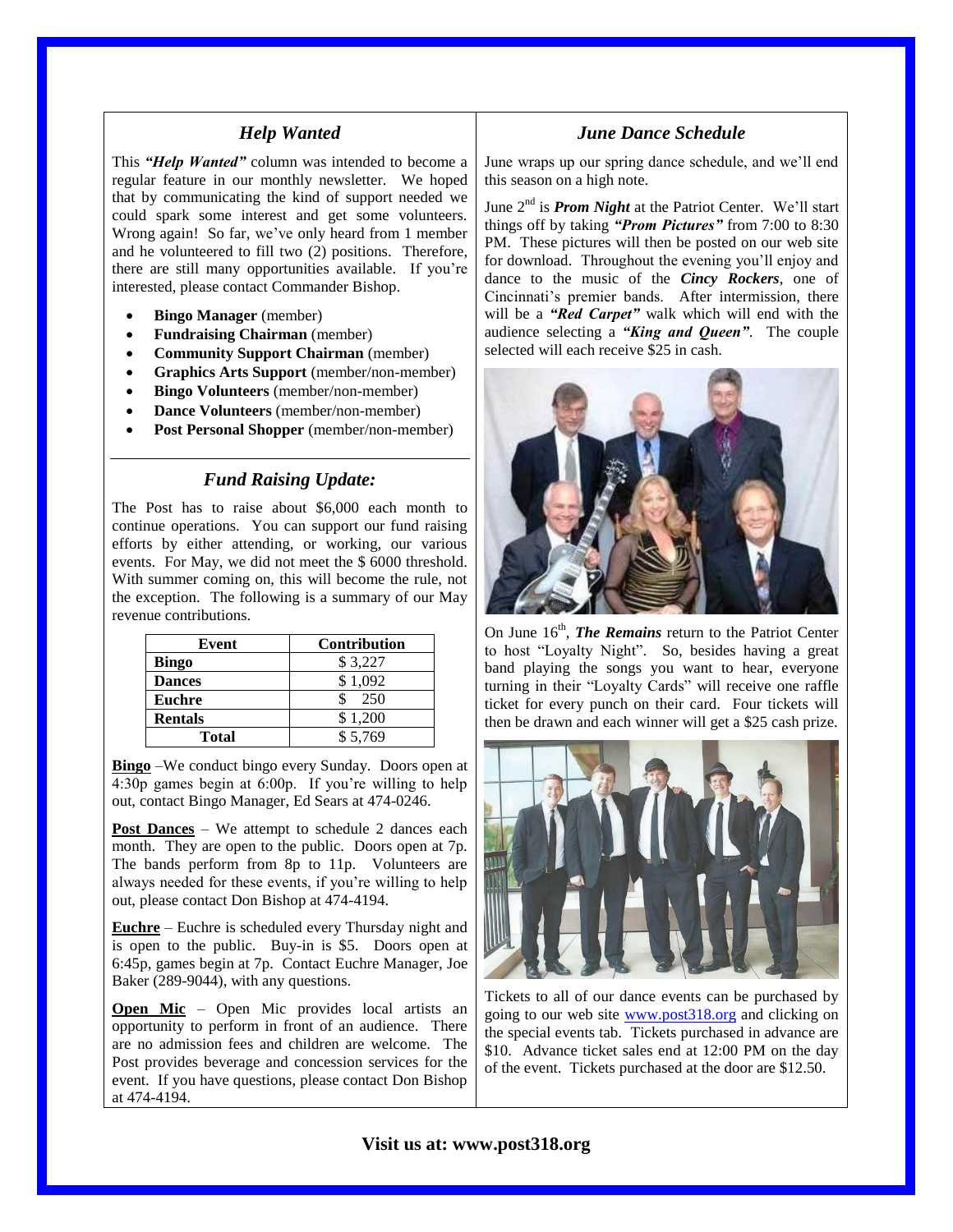### *Help Wanted*

This ***"Help Wanted"*** column was intended to become a regular feature in our monthly newsletter. We hoped that by communicating the kind of support needed we could spark some interest and get some volunteers. Wrong again! So far, we've only heard from 1 member and he volunteered to fill two (2) positions. Therefore, there are still many opportunities available. If you're interested, please contact Commander Bishop.

- **Bingo Manager** (member)
- **Fundraising Chairman** (member)
- **Community Support Chairman** (member)
- **Graphics Arts Support** (member/non-member)
- **Bingo Volunteers** (member/non-member)
- **Dance Volunteers** (member/non-member)
- **Post Personal Shopper** (member/non-member)

### *Fund Raising Update:*

The Post has to raise about $6,000 each month to continue operations. You can support our fund raising efforts by either attending, or working, our various events. For May, we did not meet the $ 6000 threshold. With summer coming on, this will become the rule, not the exception. The following is a summary of our May revenue contributions.

| Event | Contribution |
|---|---|
| **Bingo** | $ 3,227 |
| **Dances** | $ 1,092 |
| **Euchre** | $ 250 |
| **Rentals** | $ 1,200 |
| **Total** | $ 5,769 |

**Bingo** –We conduct bingo every Sunday. Doors open at 4:30p games begin at 6:00p. If you're willing to help out, contact Bingo Manager, Ed Sears at 474-0246.

**Post Dances** – We attempt to schedule 2 dances each month. They are open to the public. Doors open at 7p. The bands perform from 8p to 11p. Volunteers are always needed for these events, if you're willing to help out, please contact Don Bishop at 474-4194.

**Euchre** – Euchre is scheduled every Thursday night and is open to the public. Buy-in is $5. Doors open at 6:45p, games begin at 7p. Contact Euchre Manager, Joe Baker (289-9044), with any questions.

**Open Mic** – Open Mic provides local artists an opportunity to perform in front of an audience. There are no admission fees and children are welcome. The Post provides beverage and concession services for the event. If you have questions, please contact Don Bishop at 474-4194.

### *June Dance Schedule*

June wraps up our spring dance schedule, and we'll end this season on a high note.

June 2nd is ***Prom Night*** at the Patriot Center. We'll start things off by taking ***"Prom Pictures"*** from 7:00 to 8:30 PM. These pictures will then be posted on our web site for download. Throughout the evening you'll enjoy and dance to the music of the ***Cincy Rockers***, one of Cincinnati's premier bands. After intermission, there will be a ***"Red Carpet"*** walk which will end with the audience selecting a ***"King and Queen"***. The couple selected will each receive $25 in cash.

On June 16th, ***The Remains*** return to the Patriot Center to host "Loyalty Night". So, besides having a great band playing the songs you want to hear, everyone turning in their "Loyalty Cards" will receive one raffle ticket for every punch on their card. Four tickets will then be drawn and each winner will get a $25 cash prize.

Tickets to all of our dance events can be purchased by going to our web site www.post318.org and clicking on the special events tab. Tickets purchased in advance are $10. Advance ticket sales end at 12:00 PM on the day of the event. Tickets purchased at the door are $12.50.

**Visit us at: www.post318.org**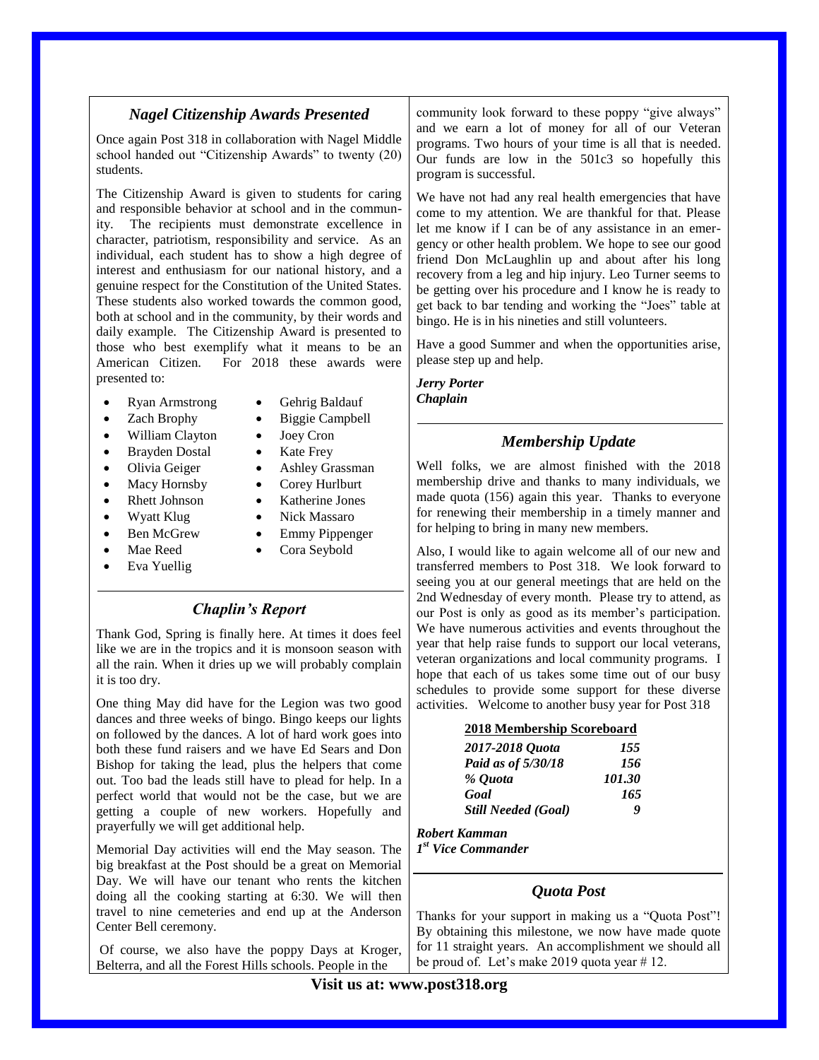## *Nagel Citizenship Awards Presented*

Once again Post 318 in collaboration with Nagel Middle school handed out "Citizenship Awards" to twenty (20) students.

The Citizenship Award is given to students for caring and responsible behavior at school and in the community. The recipients must demonstrate excellence in character, patriotism, responsibility and service. As an individual, each student has to show a high degree of interest and enthusiasm for our national history, and a genuine respect for the Constitution of the United States. These students also worked towards the common good, both at school and in the community, by their words and daily example. The Citizenship Award is presented to those who best exemplify what it means to be an American Citizen. For 2018 these awards were presented to:

- Ryan Armstrong
- Zach Brophy
- William Clayton
- Brayden Dostal
- Olivia Geiger
- Macy Hornsby
- Rhett Johnson
- Wyatt Klug
- Ben McGrew
- Mae Reed
- Eva Yuellig
- Gehrig Baldauf
- Biggie Campbell
- Joey Cron
- Kate Frey
- Ashley Grassman
- Corey Hurlburt
- Katherine Jones
- Nick Massaro
- Emmy Pippenger
- Cora Seybold

## *Chaplin's Report*

Thank God, Spring is finally here. At times it does feel like we are in the tropics and it is monsoon season with all the rain. When it dries up we will probably complain it is too dry.

One thing May did have for the Legion was two good dances and three weeks of bingo. Bingo keeps our lights on followed by the dances. A lot of hard work goes into both these fund raisers and we have Ed Sears and Don Bishop for taking the lead, plus the helpers that come out. Too bad the leads still have to plead for help. In a perfect world that would not be the case, but we are getting a couple of new workers. Hopefully and prayerfully we will get additional help.

Memorial Day activities will end the May season. The big breakfast at the Post should be a great on Memorial Day. We will have our tenant who rents the kitchen doing all the cooking starting at 6:30. We will then travel to nine cemeteries and end up at the Anderson Center Bell ceremony.

Of course, we also have the poppy Days at Kroger, Belterra, and all the Forest Hills schools. People in the community look forward to these poppy "give always" and we earn a lot of money for all of our Veteran programs. Two hours of your time is all that is needed. Our funds are low in the 501c3 so hopefully this program is successful.

We have not had any real health emergencies that have come to my attention. We are thankful for that. Please let me know if I can be of any assistance in an emergency or other health problem. We hope to see our good friend Don McLaughlin up and about after his long recovery from a leg and hip injury. Leo Turner seems to be getting over his procedure and I know he is ready to get back to bar tending and working the "Joes" table at bingo. He is in his nineties and still volunteers.

Have a good Summer and when the opportunities arise, please step up and help.

***Jerry Porter***
***Chaplain***

## *Membership Update*

Well folks, we are almost finished with the 2018 membership drive and thanks to many individuals, we made quota (156) again this year. Thanks to everyone for renewing their membership in a timely manner and for helping to bring in many new members.

Also, I would like to again welcome all of our new and transferred members to Post 318. We look forward to seeing you at our general meetings that are held on the 2nd Wednesday of every month. Please try to attend, as our Post is only as good as its member's participation. We have numerous activities and events throughout the year that help raise funds to support our local veterans, veteran organizations and local community programs. I hope that each of us takes some time out of our busy schedules to provide some support for these diverse activities. Welcome to another busy year for Post 318

**2018 Membership Scoreboard**

| | |
|---|---|
| *2017-2018 Quota* | *155* |
| *Paid as of 5/30/18* | *156* |
| *% Quota* | *101.30* |
| *Goal* | *165* |
| *Still Needed (Goal)* | *9* |

***Robert Kamman***
***1st Vice Commander***

## *Quota Post*

Thanks for your support in making us a "Quota Post"! By obtaining this milestone, we now have made quote for 11 straight years. An accomplishment we should all be proud of. Let's make 2019 quota year # 12.

**Visit us at: www.post318.org**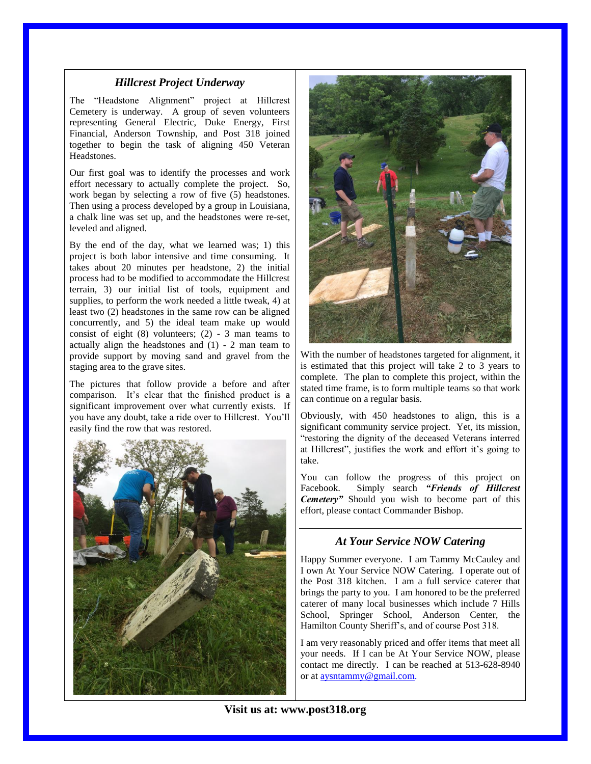## *Hillcrest Project Underway*

The "Headstone Alignment" project at Hillcrest Cemetery is underway. A group of seven volunteers representing General Electric, Duke Energy, First Financial, Anderson Township, and Post 318 joined together to begin the task of aligning 450 Veteran Headstones.

Our first goal was to identify the processes and work effort necessary to actually complete the project. So, work began by selecting a row of five (5) headstones. Then using a process developed by a group in Louisiana, a chalk line was set up, and the headstones were re-set, leveled and aligned.

By the end of the day, what we learned was; 1) this project is both labor intensive and time consuming. It takes about 20 minutes per headstone, 2) the initial process had to be modified to accommodate the Hillcrest terrain, 3) our initial list of tools, equipment and supplies, to perform the work needed a little tweak, 4) at least two (2) headstones in the same row can be aligned concurrently, and 5) the ideal team make up would consist of eight (8) volunteers; (2) - 3 man teams to actually align the headstones and (1) - 2 man team to provide support by moving sand and gravel from the staging area to the grave sites.

The pictures that follow provide a before and after comparison. It's clear that the finished product is a significant improvement over what currently exists. If you have any doubt, take a ride over to Hillcrest. You'll easily find the row that was restored.

With the number of headstones targeted for alignment, it is estimated that this project will take 2 to 3 years to complete. The plan to complete this project, within the stated time frame, is to form multiple teams so that work can continue on a regular basis.

Obviously, with 450 headstones to align, this is a significant community service project. Yet, its mission, "restoring the dignity of the deceased Veterans interred at Hillcrest", justifies the work and effort it's going to take.

You can follow the progress of this project on Facebook. Simply search ***"Friends of Hillcrest Cemetery"*** Should you wish to become part of this effort, please contact Commander Bishop.

## *At Your Service NOW Catering*

Happy Summer everyone. I am Tammy McCauley and I own At Your Service NOW Catering. I operate out of the Post 318 kitchen. I am a full service caterer that brings the party to you. I am honored to be the preferred caterer of many local businesses which include 7 Hills School, Springer School, Anderson Center, the Hamilton County Sheriff's, and of course Post 318.

I am very reasonably priced and offer items that meet all your needs. If I can be At Your Service NOW, please contact me directly. I can be reached at 513-628-8940 or at aysntammy@gmail.com.

**Visit us at: www.post318.org**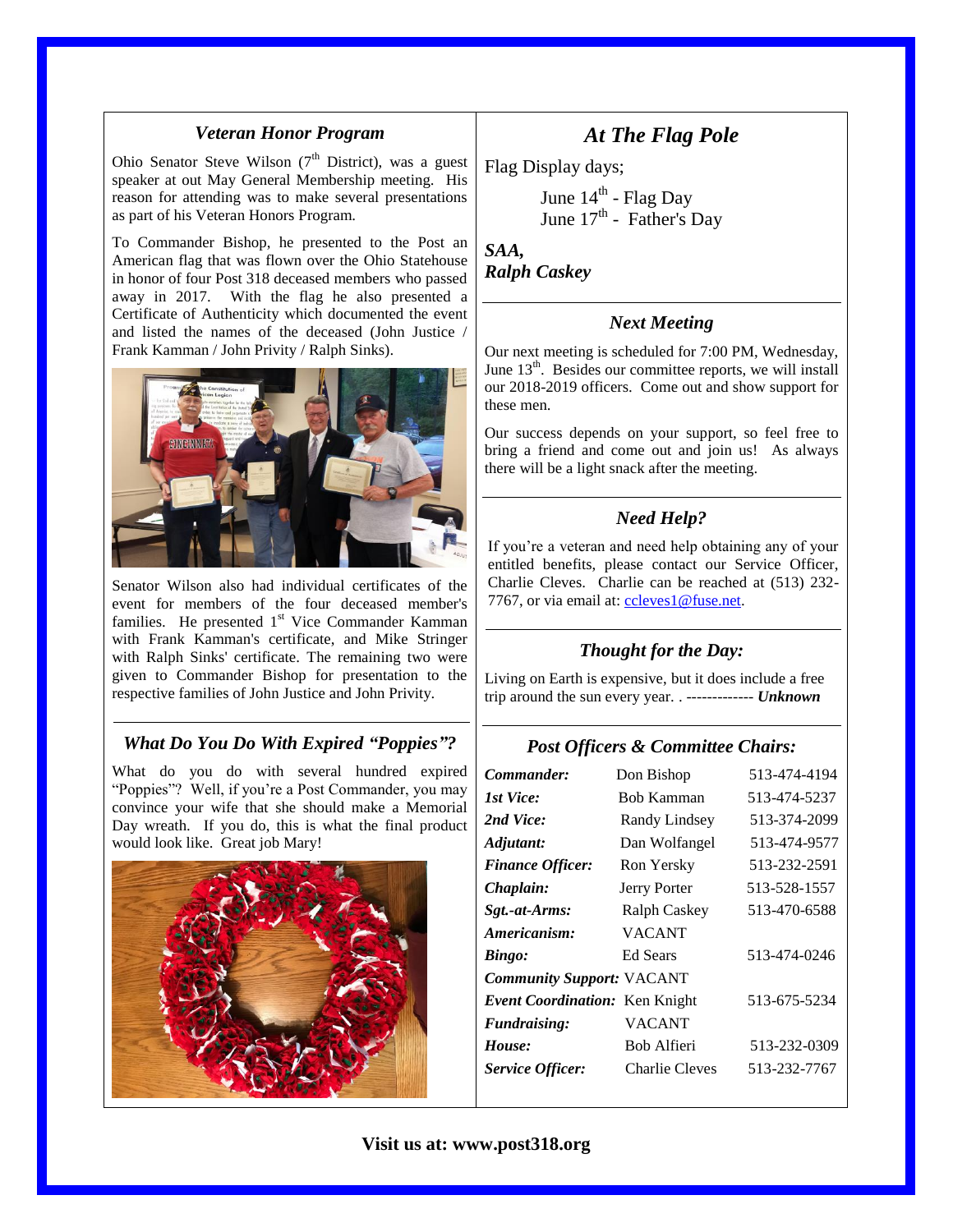### *Veteran Honor Program*

Ohio Senator Steve Wilson (7th District), was a guest speaker at out May General Membership meeting. His reason for attending was to make several presentations as part of his Veteran Honors Program.

To Commander Bishop, he presented to the Post an American flag that was flown over the Ohio Statehouse in honor of four Post 318 deceased members who passed away in 2017. With the flag he also presented a Certificate of Authenticity which documented the event and listed the names of the deceased (John Justice / Frank Kamman / John Privity / Ralph Sinks).

Senator Wilson also had individual certificates of the event for members of the four deceased member's families. He presented 1st Vice Commander Kamman with Frank Kamman's certificate, and Mike Stringer with Ralph Sinks' certificate. The remaining two were given to Commander Bishop for presentation to the respective families of John Justice and John Privity.

### *What Do You Do With Expired "Poppies"?*

What do you do with several hundred expired "Poppies"? Well, if you're a Post Commander, you may convince your wife that she should make a Memorial Day wreath. If you do, this is what the final product would look like. Great job Mary!

## *At The Flag Pole*

Flag Display days;

June 14th - Flag Day
June 17th - Father's Day

***SAA,***
***Ralph Caskey***

### *Next Meeting*

Our next meeting is scheduled for 7:00 PM, Wednesday, June 13th. Besides our committee reports, we will install our 2018-2019 officers. Come out and show support for these men.

Our success depends on your support, so feel free to bring a friend and come out and join us! As always there will be a light snack after the meeting.

### *Need Help?*

If you're a veteran and need help obtaining any of your entitled benefits, please contact our Service Officer, Charlie Cleves. Charlie can be reached at (513) 232-7767, or via email at: ccleves1@fuse.net.

### *Thought for the Day:*

Living on Earth is expensive, but it does include a free trip around the sun every year. . ------------- ***Unknown***

### *Post Officers & Committee Chairs:*

| | | |
|---|---|---|
| ***Commander:*** | Don Bishop | 513-474-4194 |
| ***1st Vice:*** | Bob Kamman | 513-474-5237 |
| ***2nd Vice:*** | Randy Lindsey | 513-374-2099 |
| ***Adjutant:*** | Dan Wolfangel | 513-474-9577 |
| ***Finance Officer:*** | Ron Yersky | 513-232-2591 |
| ***Chaplain:*** | Jerry Porter | 513-528-1557 |
| ***Sgt.-at-Arms:*** | Ralph Caskey | 513-470-6588 |
| ***Americanism:*** | VACANT | |
| ***Bingo:*** | Ed Sears | 513-474-0246 |
| ***Community Support:*** | VACANT | |
| ***Event Coordination:*** | Ken Knight | 513-675-5234 |
| ***Fundraising:*** | VACANT | |
| ***House:*** | Bob Alfieri | 513-232-0309 |
| ***Service Officer:*** | Charlie Cleves | 513-232-7767 |

**Visit us at: www.post318.org**